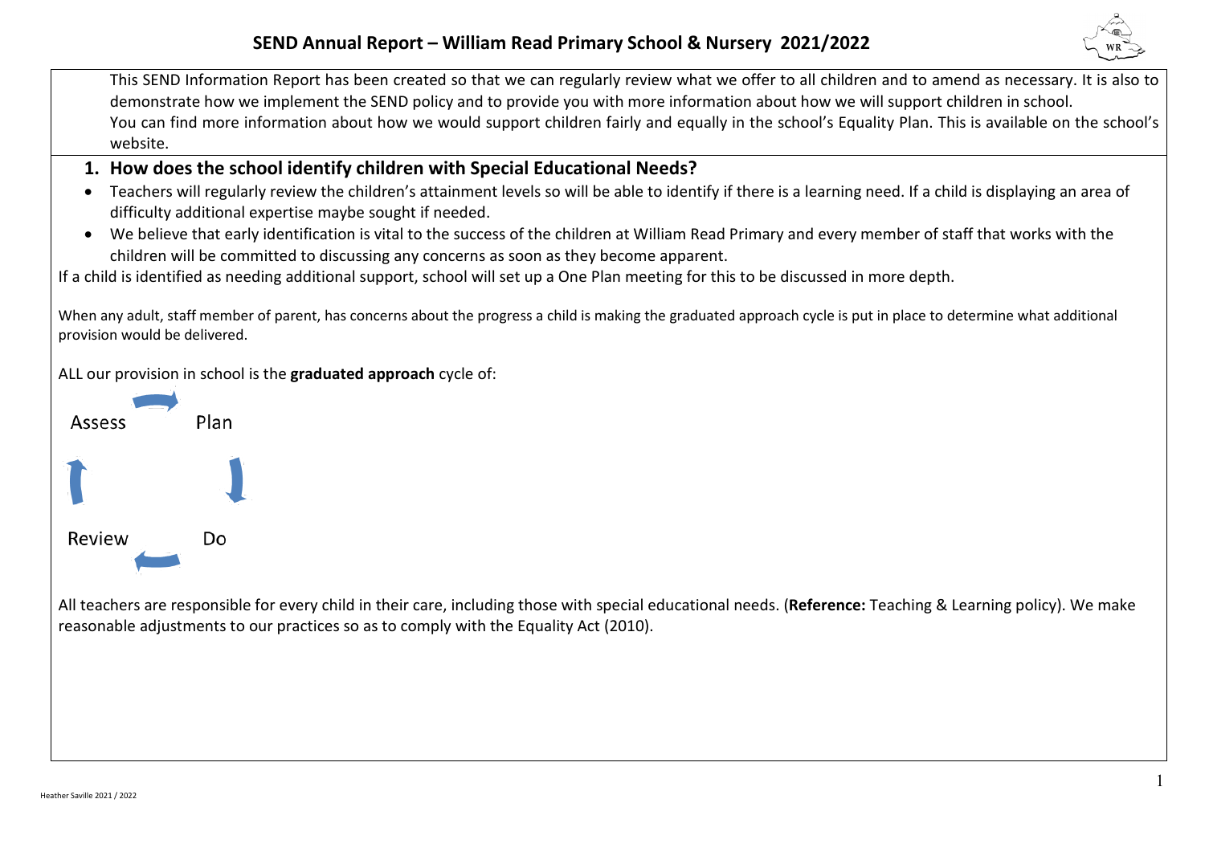# SEND Annual Report – William Read Primary School & Nursery 2021/2022

This SEND Information Report has been created so that we can regularly review what we offer to all children and to amend as necessary. It is also to demonstrate how we implement the SEND policy and to provide you with more information about how we will support children in school.
You can find more information about how we would support children fairly and equally in the school's Equality Plan. This is available on the school's website.

## 1. How does the school identify children with Special Educational Needs?

- Teachers will regularly review the children's attainment levels so will be able to identify if there is a learning need. If a child is displaying an area of difficulty additional expertise maybe sought if needed.
- We believe that early identification is vital to the success of the children at William Read Primary and every member of staff that works with the children will be committed to discussing any concerns as soon as they become apparent.

If a child is identified as needing additional support, school will set up a One Plan meeting for this to be discussed in more depth.

When any adult, staff member of parent, has concerns about the progress a child is making the graduated approach cycle is put in place to determine what additional provision would be delivered.

ALL our provision in school is the **graduated approach** cycle of:

Assess
Plan
Do
Review

All teachers are responsible for every child in their care, including those with special educational needs. (**Reference:** Teaching & Learning policy). We make reasonable adjustments to our practices so as to comply with the Equality Act (2010).

Heather Saville 2021 / 2022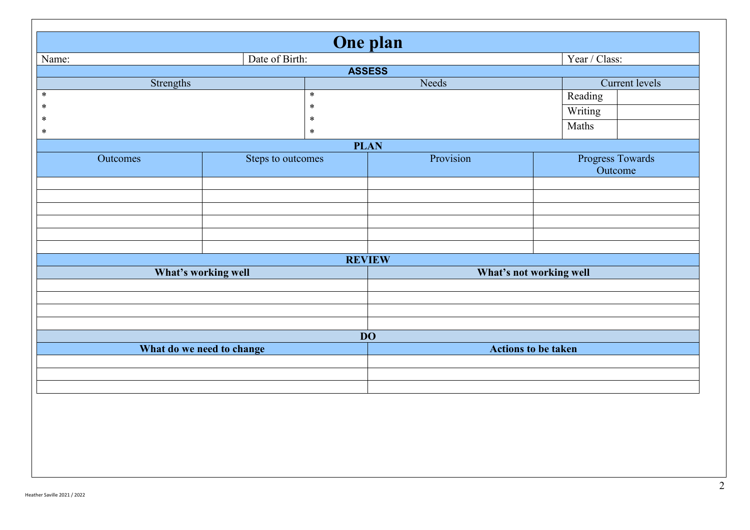# One plan

| Name: | Date of Birth: | Year / Class: |
|---|---|---|

**ASSESS**

| Strengths | Needs | Current levels | |
|---|---|---|---|
| * | * | Reading | |
| * | * | Writing | |
| * | * | Maths | |
| * | * | | |

**PLAN**

| Outcomes | Steps to outcomes | Provision | Progress Towards Outcome |
|---|---|---|---|
| | | | |
| | | | |
| | | | |
| | | | |
| | | | |
| | | | |

**REVIEW**

| What's working well | What's not working well |
|---|---|
| | |
| | |
| | |
| | |

**DO**

| What do we need to change | Actions to be taken |
|---|---|
| | |
| | |
| | |

Heather Saville 2021 / 2022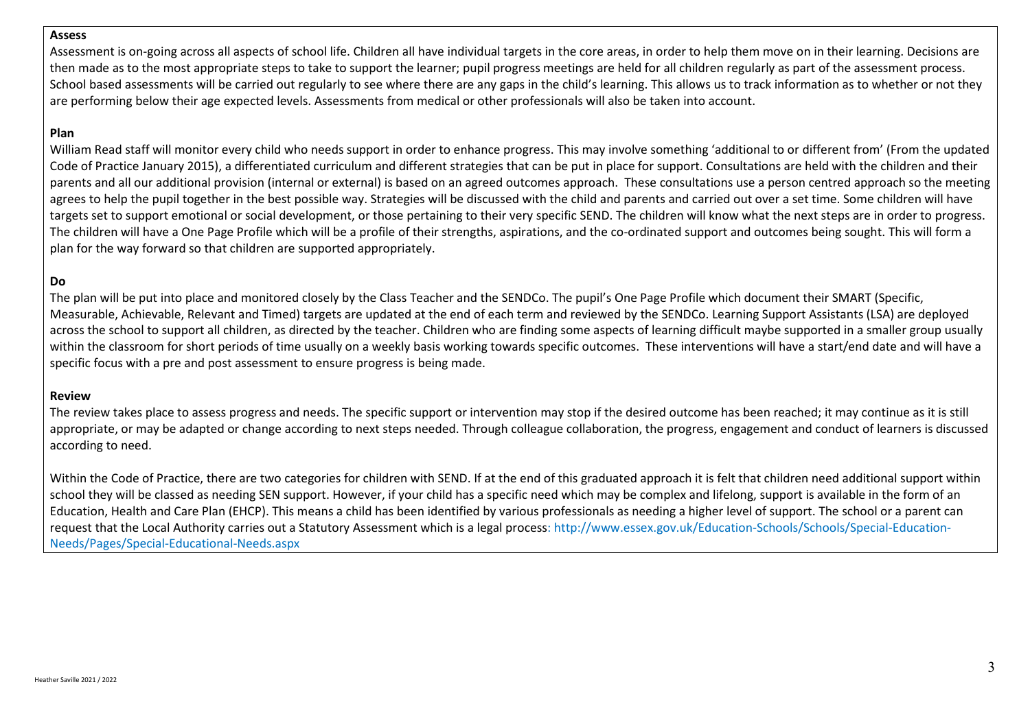**Assess**

Assessment is on-going across all aspects of school life. Children all have individual targets in the core areas, in order to help them move on in their learning. Decisions are then made as to the most appropriate steps to take to support the learner; pupil progress meetings are held for all children regularly as part of the assessment process. School based assessments will be carried out regularly to see where there are any gaps in the child's learning. This allows us to track information as to whether or not they are performing below their age expected levels. Assessments from medical or other professionals will also be taken into account.

**Plan**

William Read staff will monitor every child who needs support in order to enhance progress. This may involve something 'additional to or different from' (From the updated Code of Practice January 2015), a differentiated curriculum and different strategies that can be put in place for support. Consultations are held with the children and their parents and all our additional provision (internal or external) is based on an agreed outcomes approach. These consultations use a person centred approach so the meeting agrees to help the pupil together in the best possible way. Strategies will be discussed with the child and parents and carried out over a set time. Some children will have targets set to support emotional or social development, or those pertaining to their very specific SEND. The children will know what the next steps are in order to progress. The children will have a One Page Profile which will be a profile of their strengths, aspirations, and the co-ordinated support and outcomes being sought. This will form a plan for the way forward so that children are supported appropriately.

**Do**

The plan will be put into place and monitored closely by the Class Teacher and the SENDCo. The pupil's One Page Profile which document their SMART (Specific, Measurable, Achievable, Relevant and Timed) targets are updated at the end of each term and reviewed by the SENDCo. Learning Support Assistants (LSA) are deployed across the school to support all children, as directed by the teacher. Children who are finding some aspects of learning difficult maybe supported in a smaller group usually within the classroom for short periods of time usually on a weekly basis working towards specific outcomes. These interventions will have a start/end date and will have a specific focus with a pre and post assessment to ensure progress is being made.

**Review**

The review takes place to assess progress and needs. The specific support or intervention may stop if the desired outcome has been reached; it may continue as it is still appropriate, or may be adapted or change according to next steps needed. Through colleague collaboration, the progress, engagement and conduct of learners is discussed according to need.

Within the Code of Practice, there are two categories for children with SEND. If at the end of this graduated approach it is felt that children need additional support within school they will be classed as needing SEN support. However, if your child has a specific need which may be complex and lifelong, support is available in the form of an Education, Health and Care Plan (EHCP). This means a child has been identified by various professionals as needing a higher level of support. The school or a parent can request that the Local Authority carries out a Statutory Assessment which is a legal process: http://www.essex.gov.uk/Education-Schools/Schools/Special-Education-Needs/Pages/Special-Educational-Needs.aspx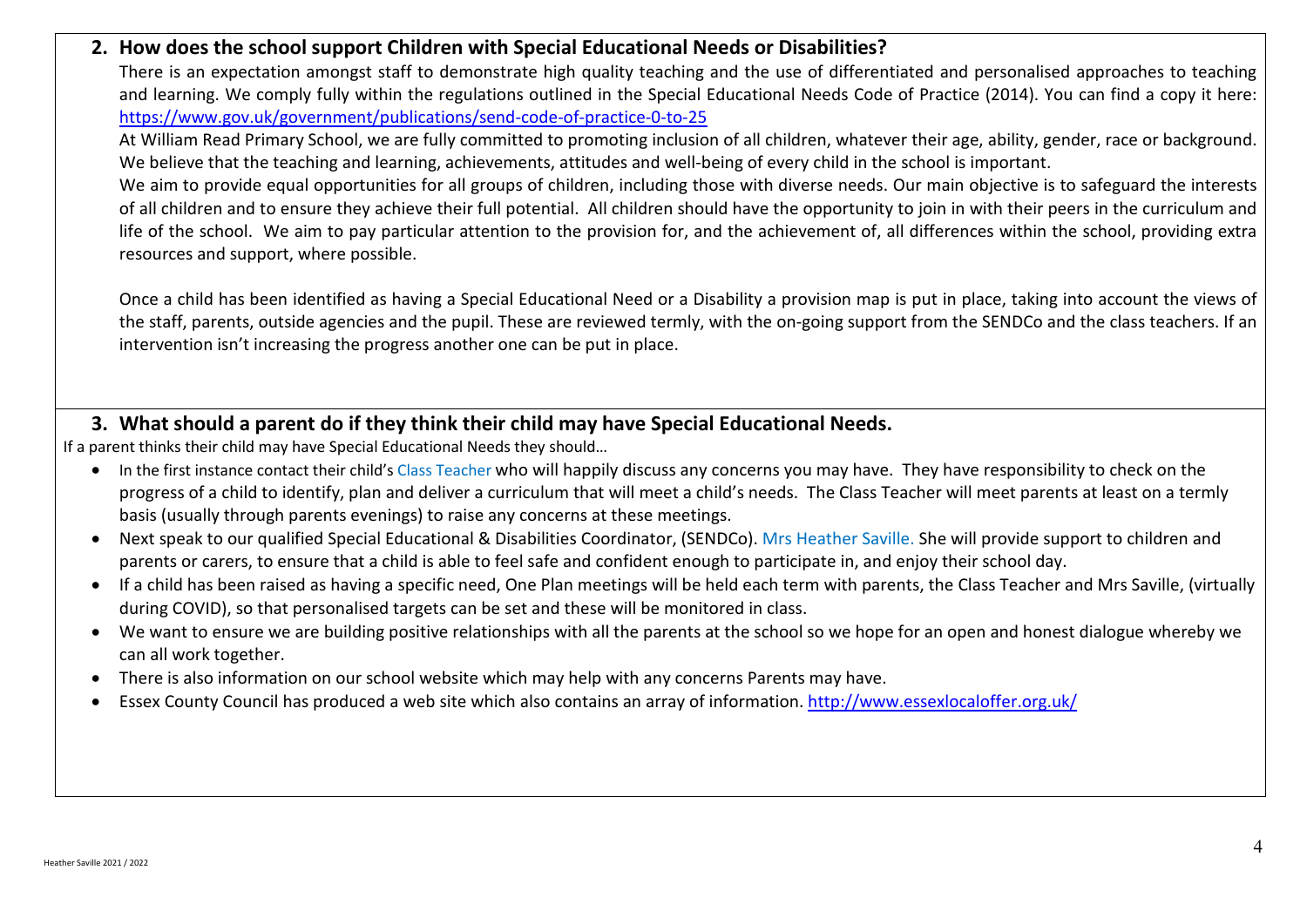## 2. How does the school support Children with Special Educational Needs or Disabilities?

There is an expectation amongst staff to demonstrate high quality teaching and the use of differentiated and personalised approaches to teaching and learning. We comply fully within the regulations outlined in the Special Educational Needs Code of Practice (2014). You can find a copy it here: https://www.gov.uk/government/publications/send-code-of-practice-0-to-25

At William Read Primary School, we are fully committed to promoting inclusion of all children, whatever their age, ability, gender, race or background. We believe that the teaching and learning, achievements, attitudes and well-being of every child in the school is important.

We aim to provide equal opportunities for all groups of children, including those with diverse needs. Our main objective is to safeguard the interests of all children and to ensure they achieve their full potential. All children should have the opportunity to join in with their peers in the curriculum and life of the school. We aim to pay particular attention to the provision for, and the achievement of, all differences within the school, providing extra resources and support, where possible.

Once a child has been identified as having a Special Educational Need or a Disability a provision map is put in place, taking into account the views of the staff, parents, outside agencies and the pupil. These are reviewed termly, with the on-going support from the SENDCo and the class teachers. If an intervention isn't increasing the progress another one can be put in place.

## 3. What should a parent do if they think their child may have Special Educational Needs.

If a parent thinks their child may have Special Educational Needs they should…

- In the first instance contact their child's Class Teacher who will happily discuss any concerns you may have. They have responsibility to check on the progress of a child to identify, plan and deliver a curriculum that will meet a child's needs. The Class Teacher will meet parents at least on a termly basis (usually through parents evenings) to raise any concerns at these meetings.
- Next speak to our qualified Special Educational & Disabilities Coordinator, (SENDCo). Mrs Heather Saville. She will provide support to children and parents or carers, to ensure that a child is able to feel safe and confident enough to participate in, and enjoy their school day.
- If a child has been raised as having a specific need, One Plan meetings will be held each term with parents, the Class Teacher and Mrs Saville, (virtually during COVID), so that personalised targets can be set and these will be monitored in class.
- We want to ensure we are building positive relationships with all the parents at the school so we hope for an open and honest dialogue whereby we can all work together.
- There is also information on our school website which may help with any concerns Parents may have.
- Essex County Council has produced a web site which also contains an array of information. http://www.essexlocaloffer.org.uk/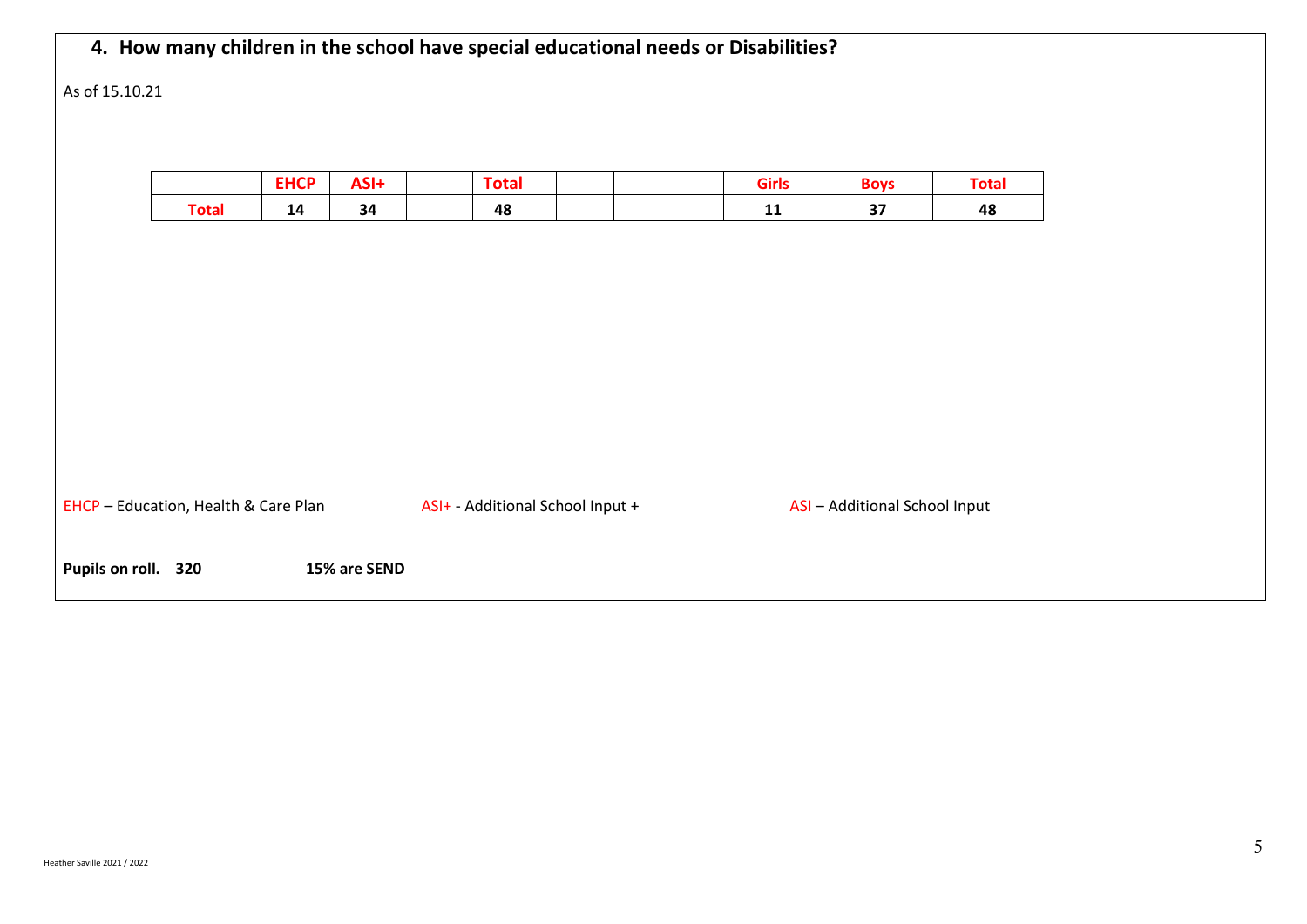## 4. How many children in the school have special educational needs or Disabilities?

As of 15.10.21

| | EHCP | ASI+ | | Total | | | Girls | Boys | Total |
|---|---|---|---|---|---|---|---|---|---|
| **Total** | **14** | **34** | | **48** | | | **11** | **37** | **48** |

EHCP – Education, Health & Care Plan

ASI+ - Additional School Input +

ASI – Additional School Input

**Pupils on roll. 320**

**15% are SEND**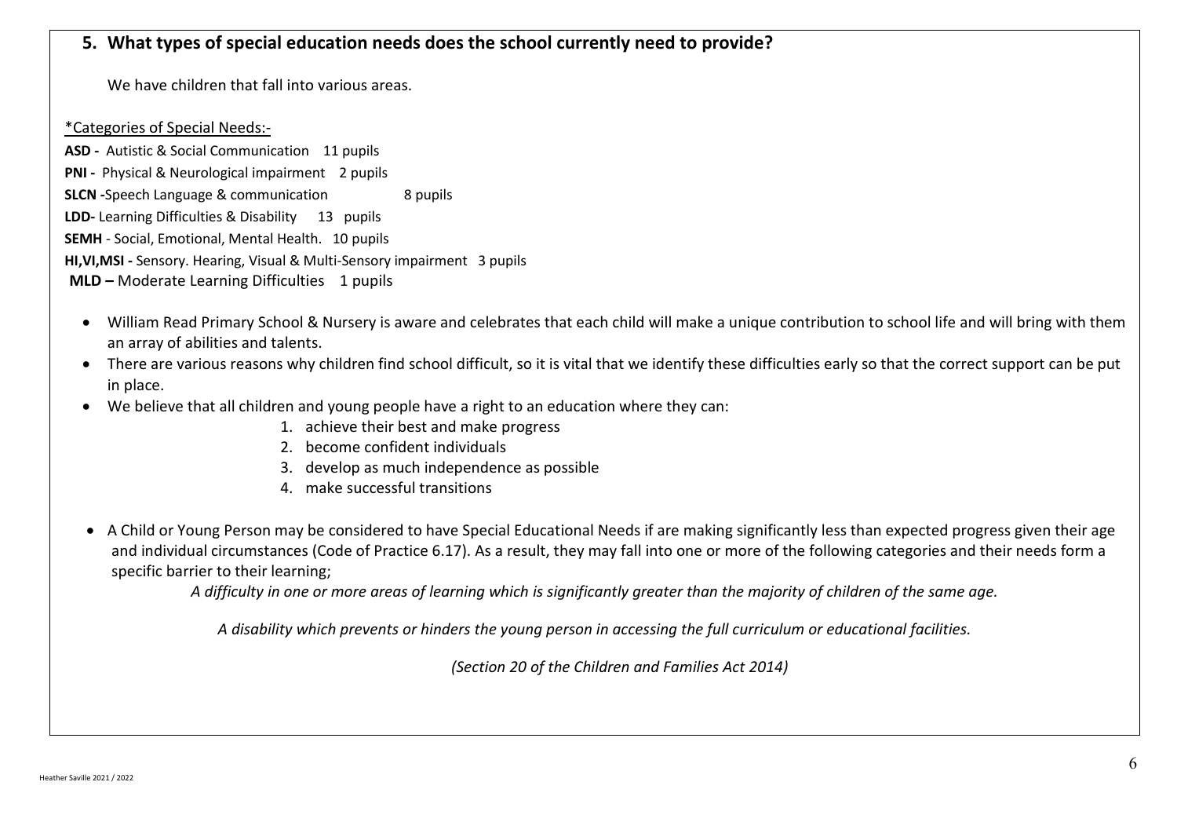## 5. What types of special education needs does the school currently need to provide?

We have children that fall into various areas.

*Categories of Special Needs:-

**ASD -** Autistic & Social Communication 11 pupils
**PNI -** Physical & Neurological impairment 2 pupils
**SLCN -**Speech Language & communication 8 pupils
**LDD-** Learning Difficulties & Disability 13 pupils
**SEMH** - Social, Emotional, Mental Health. 10 pupils
**HI,VI,MSI -** Sensory. Hearing, Visual & Multi-Sensory impairment 3 pupils
**MLD –** Moderate Learning Difficulties 1 pupils

- William Read Primary School & Nursery is aware and celebrates that each child will make a unique contribution to school life and will bring with them an array of abilities and talents.
- There are various reasons why children find school difficult, so it is vital that we identify these difficulties early so that the correct support can be put in place.
- We believe that all children and young people have a right to an education where they can:
    1. achieve their best and make progress
    2. become confident individuals
    3. develop as much independence as possible
    4. make successful transitions
- A Child or Young Person may be considered to have Special Educational Needs if are making significantly less than expected progress given their age and individual circumstances (Code of Practice 6.17). As a result, they may fall into one or more of the following categories and their needs form a specific barrier to their learning;

*A difficulty in one or more areas of learning which is significantly greater than the majority of children of the same age.*

*A disability which prevents or hinders the young person in accessing the full curriculum or educational facilities.*

*(Section 20 of the Children and Families Act 2014)*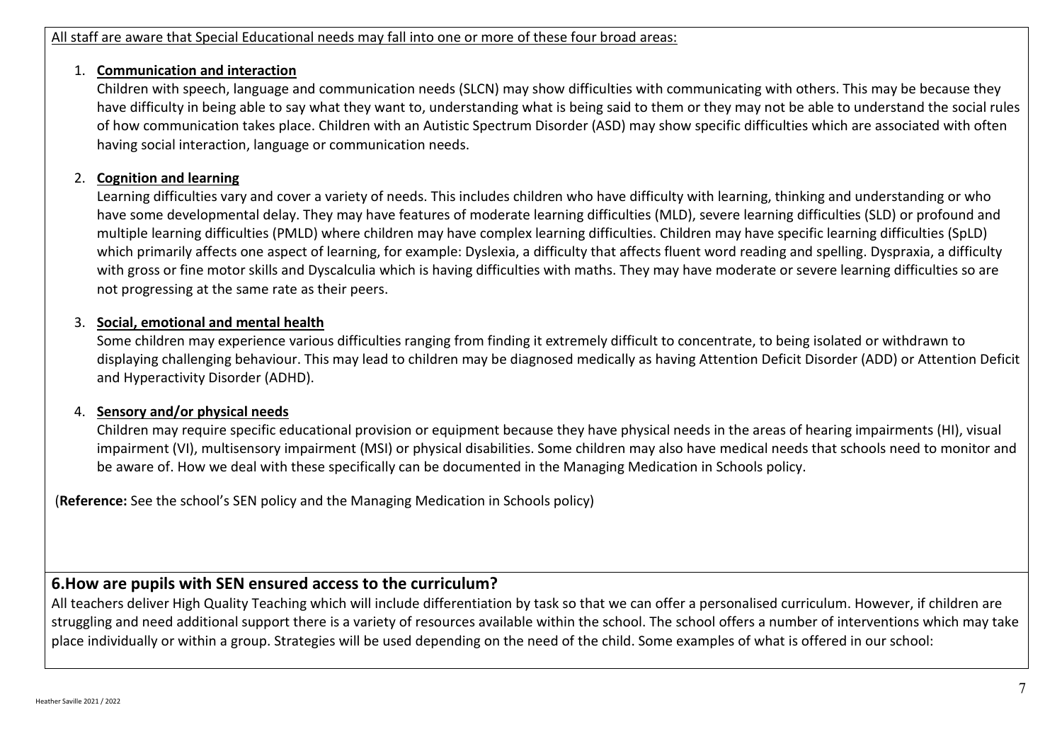All staff are aware that Special Educational needs may fall into one or more of these four broad areas:

1. **Communication and interaction**

   Children with speech, language and communication needs (SLCN) may show difficulties with communicating with others. This may be because they have difficulty in being able to say what they want to, understanding what is being said to them or they may not be able to understand the social rules of how communication takes place. Children with an Autistic Spectrum Disorder (ASD) may show specific difficulties which are associated with often having social interaction, language or communication needs.

2. **Cognition and learning**

   Learning difficulties vary and cover a variety of needs. This includes children who have difficulty with learning, thinking and understanding or who have some developmental delay. They may have features of moderate learning difficulties (MLD), severe learning difficulties (SLD) or profound and multiple learning difficulties (PMLD) where children may have complex learning difficulties. Children may have specific learning difficulties (SpLD) which primarily affects one aspect of learning, for example: Dyslexia, a difficulty that affects fluent word reading and spelling. Dyspraxia, a difficulty with gross or fine motor skills and Dyscalculia which is having difficulties with maths. They may have moderate or severe learning difficulties so are not progressing at the same rate as their peers.

3. **Social, emotional and mental health**

   Some children may experience various difficulties ranging from finding it extremely difficult to concentrate, to being isolated or withdrawn to displaying challenging behaviour. This may lead to children may be diagnosed medically as having Attention Deficit Disorder (ADD) or Attention Deficit and Hyperactivity Disorder (ADHD).

4. **Sensory and/or physical needs**

   Children may require specific educational provision or equipment because they have physical needs in the areas of hearing impairments (HI), visual impairment (VI), multisensory impairment (MSI) or physical disabilities. Some children may also have medical needs that schools need to monitor and be aware of. How we deal with these specifically can be documented in the Managing Medication in Schools policy.

(**Reference:** See the school's SEN policy and the Managing Medication in Schools policy)

## 6.How are pupils with SEN ensured access to the curriculum?

All teachers deliver High Quality Teaching which will include differentiation by task so that we can offer a personalised curriculum. However, if children are struggling and need additional support there is a variety of resources available within the school. The school offers a number of interventions which may take place individually or within a group. Strategies will be used depending on the need of the child. Some examples of what is offered in our school: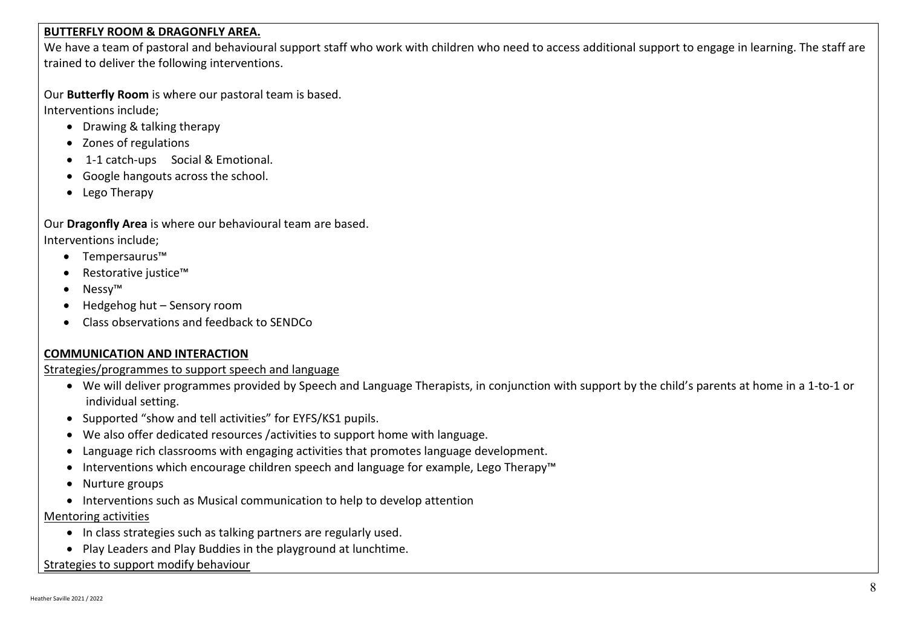**<u>BUTTERFLY ROOM & DRAGONFLY AREA.</u>**

We have a team of pastoral and behavioural support staff who work with children who need to access additional support to engage in learning. The staff are trained to deliver the following interventions.

Our **Butterfly Room** is where our pastoral team is based.
Interventions include;

- Drawing & talking therapy
- Zones of regulations
- 1-1 catch-ups Social & Emotional.
- Google hangouts across the school.
- Lego Therapy

Our **Dragonfly Area** is where our behavioural team are based.
Interventions include;

- Tempersaurus™
- Restorative justice™
- Nessy™
- Hedgehog hut – Sensory room
- Class observations and feedback to SENDCo

**<u>COMMUNICATION AND INTERACTION</u>**

<u>Strategies/programmes to support speech and language</u>

- We will deliver programmes provided by Speech and Language Therapists, in conjunction with support by the child's parents at home in a 1-to-1 or individual setting.
- Supported "show and tell activities" for EYFS/KS1 pupils.
- We also offer dedicated resources /activities to support home with language.
- Language rich classrooms with engaging activities that promotes language development.
- Interventions which encourage children speech and language for example, Lego Therapy™
- Nurture groups
- Interventions such as Musical communication to help to develop attention

<u>Mentoring activities</u>

- In class strategies such as talking partners are regularly used.
- Play Leaders and Play Buddies in the playground at lunchtime.

<u>Strategies to support modify behaviour</u>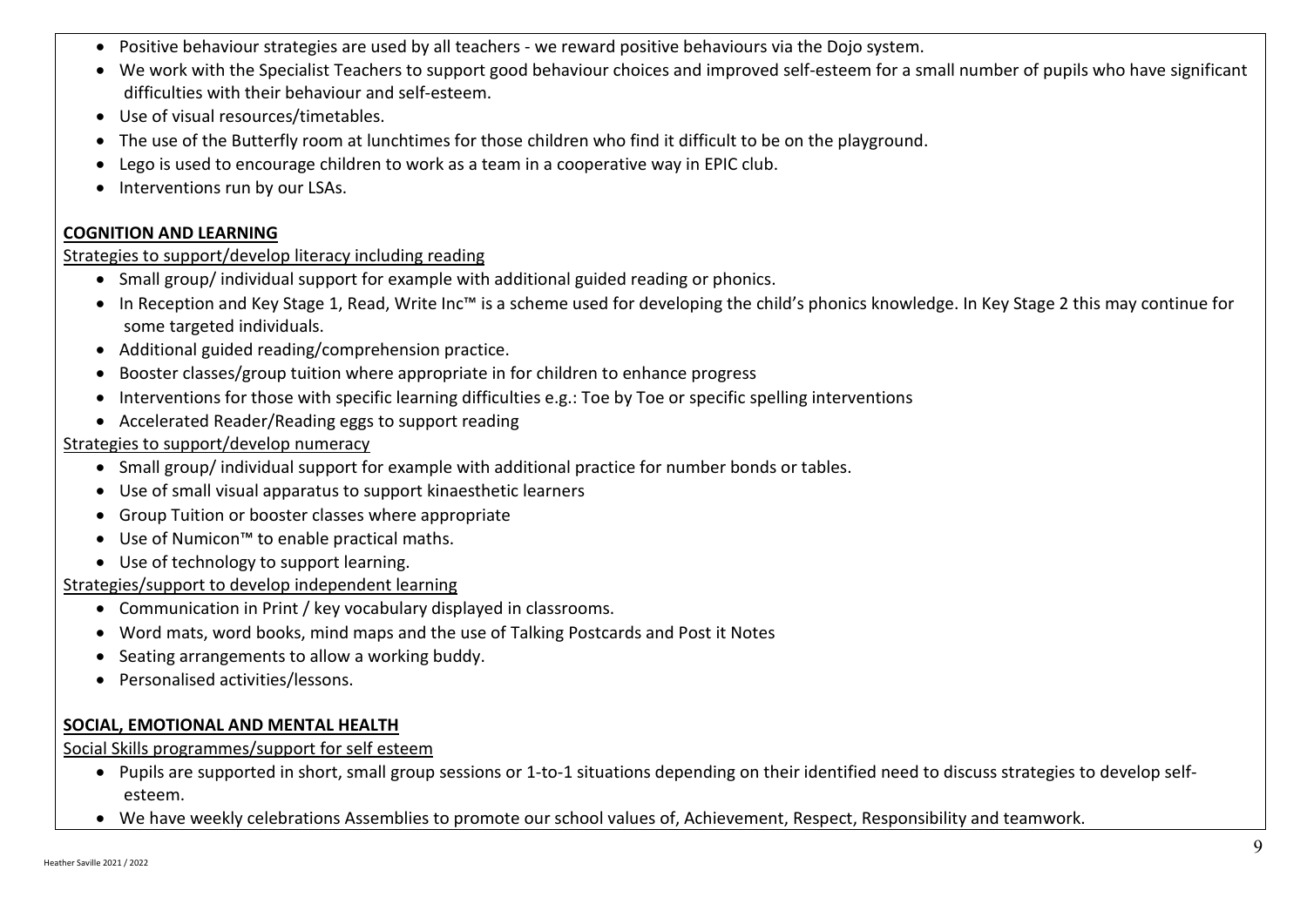- Positive behaviour strategies are used by all teachers - we reward positive behaviours via the Dojo system.
- We work with the Specialist Teachers to support good behaviour choices and improved self-esteem for a small number of pupils who have significant difficulties with their behaviour and self-esteem.
- Use of visual resources/timetables.
- The use of the Butterfly room at lunchtimes for those children who find it difficult to be on the playground.
- Lego is used to encourage children to work as a team in a cooperative way in EPIC club.
- Interventions run by our LSAs.

**COGNITION AND LEARNING**

Strategies to support/develop literacy including reading

- Small group/ individual support for example with additional guided reading or phonics.
- In Reception and Key Stage 1, Read, Write Inc™ is a scheme used for developing the child's phonics knowledge. In Key Stage 2 this may continue for some targeted individuals.
- Additional guided reading/comprehension practice.
- Booster classes/group tuition where appropriate in for children to enhance progress
- Interventions for those with specific learning difficulties e.g.: Toe by Toe or specific spelling interventions
- Accelerated Reader/Reading eggs to support reading

Strategies to support/develop numeracy

- Small group/ individual support for example with additional practice for number bonds or tables.
- Use of small visual apparatus to support kinaesthetic learners
- Group Tuition or booster classes where appropriate
- Use of Numicon™ to enable practical maths.
- Use of technology to support learning.

Strategies/support to develop independent learning

- Communication in Print / key vocabulary displayed in classrooms.
- Word mats, word books, mind maps and the use of Talking Postcards and Post it Notes
- Seating arrangements to allow a working buddy.
- Personalised activities/lessons.

**SOCIAL, EMOTIONAL AND MENTAL HEALTH**

Social Skills programmes/support for self esteem

- Pupils are supported in short, small group sessions or 1-to-1 situations depending on their identified need to discuss strategies to develop self-esteem.
- We have weekly celebrations Assemblies to promote our school values of, Achievement, Respect, Responsibility and teamwork.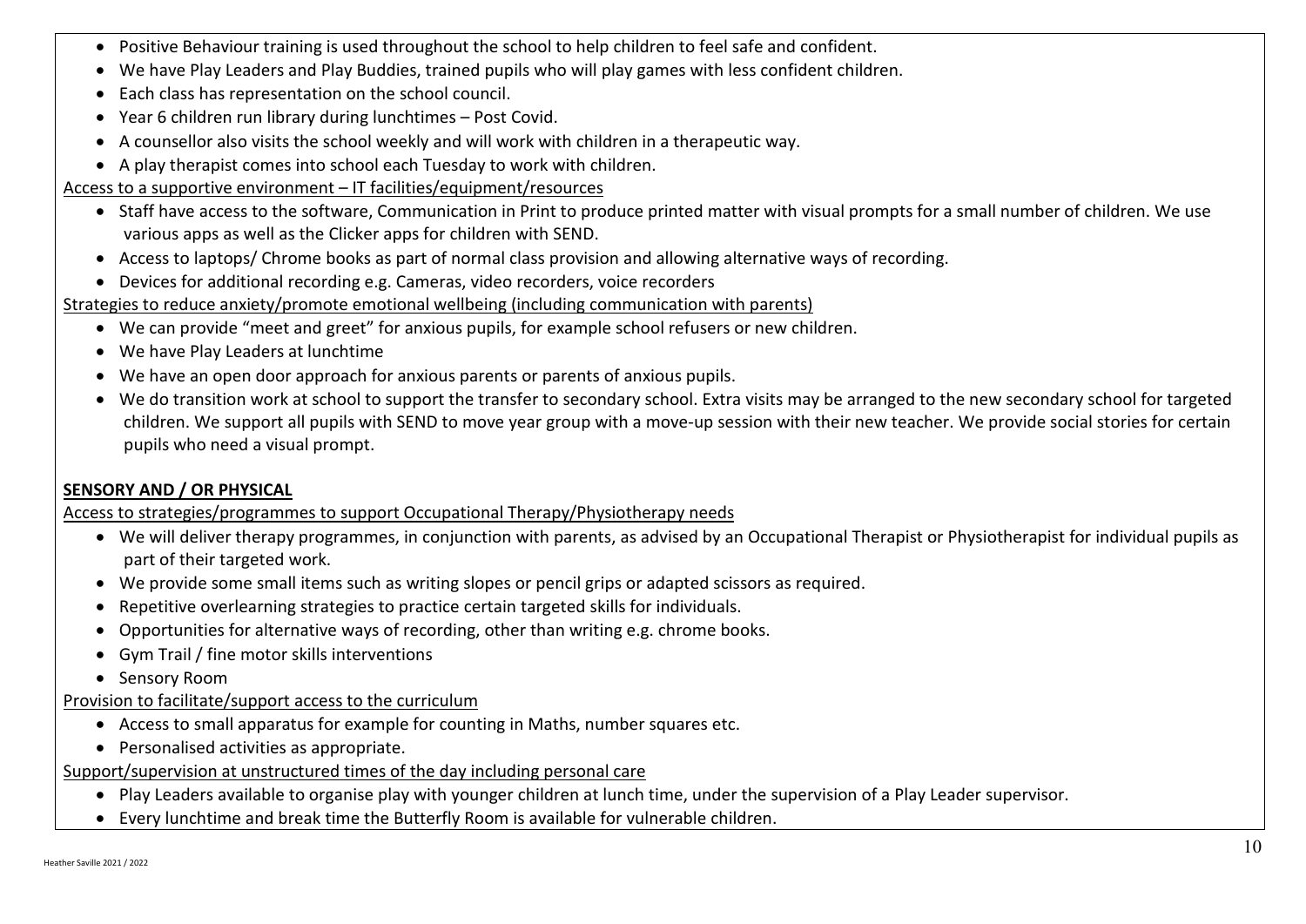- Positive Behaviour training is used throughout the school to help children to feel safe and confident.
- We have Play Leaders and Play Buddies, trained pupils who will play games with less confident children.
- Each class has representation on the school council.
- Year 6 children run library during lunchtimes – Post Covid.
- A counsellor also visits the school weekly and will work with children in a therapeutic way.
- A play therapist comes into school each Tuesday to work with children.

Access to a supportive environment – IT facilities/equipment/resources

- Staff have access to the software, Communication in Print to produce printed matter with visual prompts for a small number of children. We use various apps as well as the Clicker apps for children with SEND.
- Access to laptops/ Chrome books as part of normal class provision and allowing alternative ways of recording.
- Devices for additional recording e.g. Cameras, video recorders, voice recorders

Strategies to reduce anxiety/promote emotional wellbeing (including communication with parents)

- We can provide "meet and greet" for anxious pupils, for example school refusers or new children.
- We have Play Leaders at lunchtime
- We have an open door approach for anxious parents or parents of anxious pupils.
- We do transition work at school to support the transfer to secondary school. Extra visits may be arranged to the new secondary school for targeted children. We support all pupils with SEND to move year group with a move-up session with their new teacher. We provide social stories for certain pupils who need a visual prompt.

**SENSORY AND / OR PHYSICAL**

Access to strategies/programmes to support Occupational Therapy/Physiotherapy needs

- We will deliver therapy programmes, in conjunction with parents, as advised by an Occupational Therapist or Physiotherapist for individual pupils as part of their targeted work.
- We provide some small items such as writing slopes or pencil grips or adapted scissors as required.
- Repetitive overlearning strategies to practice certain targeted skills for individuals.
- Opportunities for alternative ways of recording, other than writing e.g. chrome books.
- Gym Trail / fine motor skills interventions
- Sensory Room

Provision to facilitate/support access to the curriculum

- Access to small apparatus for example for counting in Maths, number squares etc.
- Personalised activities as appropriate.

Support/supervision at unstructured times of the day including personal care

- Play Leaders available to organise play with younger children at lunch time, under the supervision of a Play Leader supervisor.
- Every lunchtime and break time the Butterfly Room is available for vulnerable children.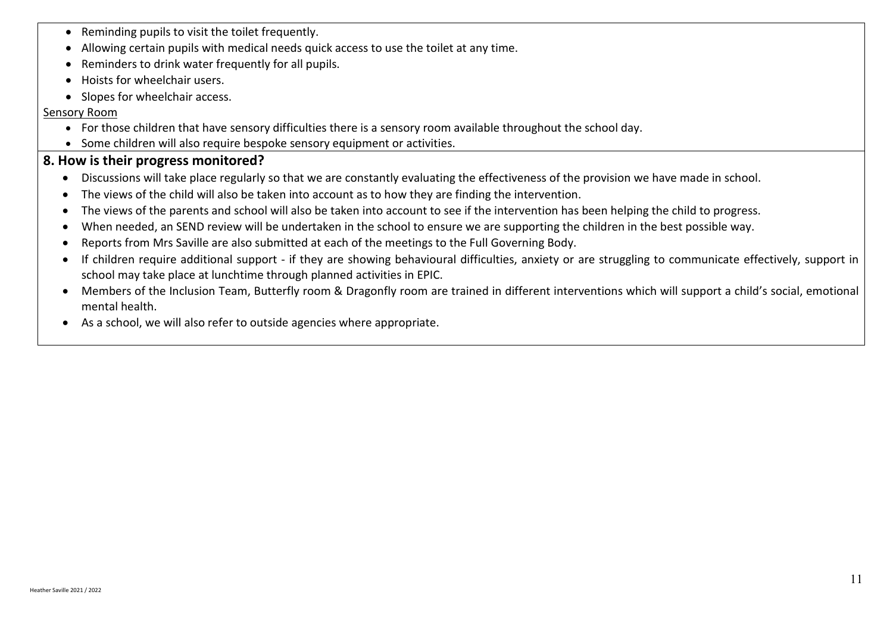- Reminding pupils to visit the toilet frequently.
- Allowing certain pupils with medical needs quick access to use the toilet at any time.
- Reminders to drink water frequently for all pupils.
- Hoists for wheelchair users.
- Slopes for wheelchair access.

Sensory Room

- For those children that have sensory difficulties there is a sensory room available throughout the school day.
- Some children will also require bespoke sensory equipment or activities.

## 8. How is their progress monitored?

- Discussions will take place regularly so that we are constantly evaluating the effectiveness of the provision we have made in school.
- The views of the child will also be taken into account as to how they are finding the intervention.
- The views of the parents and school will also be taken into account to see if the intervention has been helping the child to progress.
- When needed, an SEND review will be undertaken in the school to ensure we are supporting the children in the best possible way.
- Reports from Mrs Saville are also submitted at each of the meetings to the Full Governing Body.
- If children require additional support - if they are showing behavioural difficulties, anxiety or are struggling to communicate effectively, support in school may take place at lunchtime through planned activities in EPIC.
- Members of the Inclusion Team, Butterfly room & Dragonfly room are trained in different interventions which will support a child's social, emotional mental health.
- As a school, we will also refer to outside agencies where appropriate.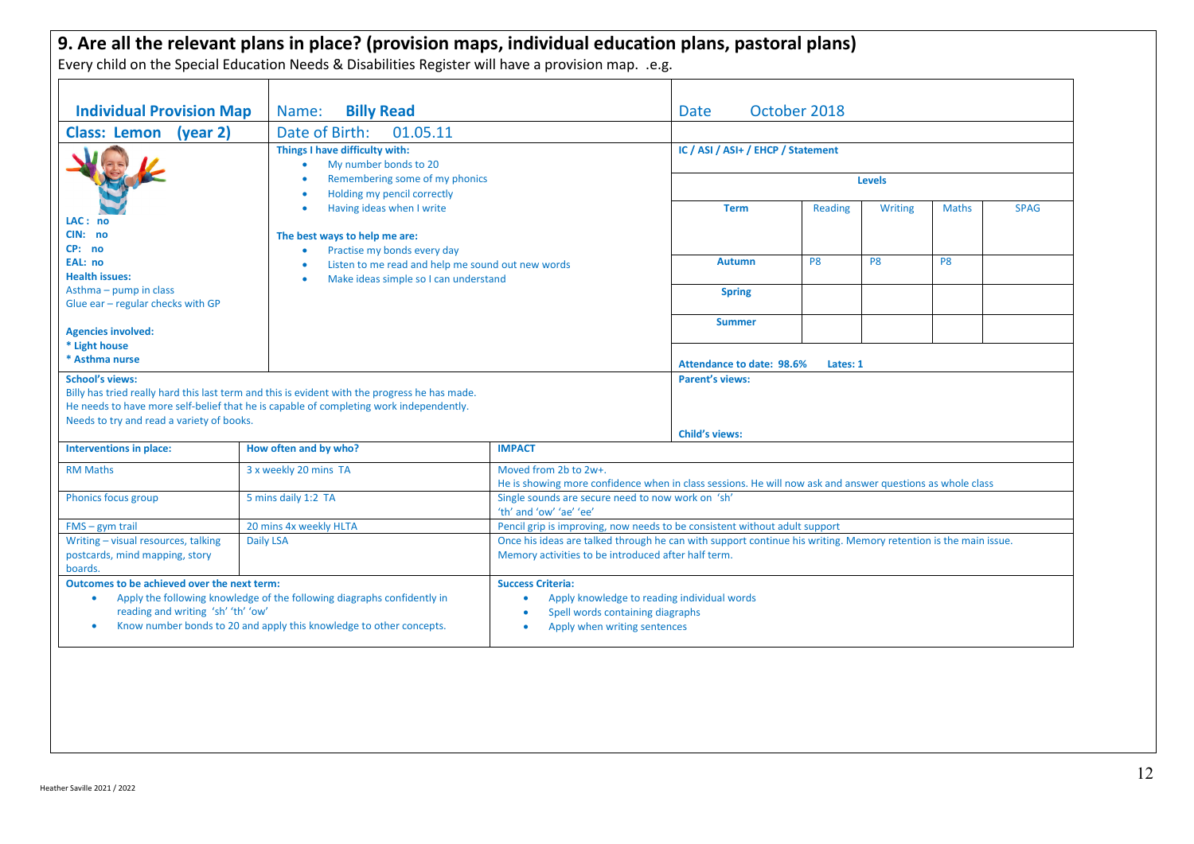## 9. Are all the relevant plans in place? (provision maps, individual education plans, pastoral plans)

Every child on the Special Education Needs & Disabilities Register will have a provision map. .e.g.

| **Individual Provision Map** | Name: **Billy Read** | Date October 2018 |
|---|---|---|
| **Class: Lemon (year 2)** | Date of Birth: 01.05.11 | |
| **LAC:** no<br>**CIN:** no<br>**CP:** no<br>**EAL:** no<br>**Health issues:**<br>Asthma – pump in class<br>Glue ear – regular checks with GP<br><br>**Agencies involved:**<br>* Light house<br>* Asthma nurse | **Things I have difficulty with:**<br>• My number bonds to 20<br>• Remembering some of my phonics<br>• Holding my pencil correctly<br>• Having ideas when I write<br><br>**The best ways to help me are:**<br>• Practise my bonds every day<br>• Listen to me read and help me sound out new words<br>• Make ideas simple so I can understand | **IC / ASI / ASI+ / EHCP / Statement**<br><br>**Attendance to date: 98.6% Lates: 1** |

**Levels**

| **Term** | Reading | Writing | Maths | SPAG |
|---|---|---|---|---|
| **Autumn** | P8 | P8 | P8 | |
| **Spring** | | | | |
| **Summer** | | | | |

**School's views:**
Billy has tried really hard this last term and this is evident with the progress he has made.
He needs to have more self-belief that he is capable of completing work independently.
Needs to try and read a variety of books.

**Parent's views:**

**Child's views:**

| **Interventions in place:** | **How often and by who?** | **IMPACT** |
|---|---|---|
| RM Maths | 3 x weekly 20 mins TA | Moved from 2b to 2w+.<br>He is showing more confidence when in class sessions. He will now ask and answer questions as whole class |
| Phonics focus group | 5 mins daily 1:2 TA | Single sounds are secure need to now work on 'sh'<br>'th' and 'ow' 'ae' 'ee' |
| FMS – gym trail | 20 mins 4x weekly HLTA | Pencil grip is improving, now needs to be consistent without adult support |
| Writing – visual resources, talking postcards, mind mapping, story boards. | Daily LSA | Once his ideas are talked through he can with support continue his writing. Memory retention is the main issue.<br>Memory activities to be introduced after half term. |

| **Outcomes to be achieved over the next term:** | **Success Criteria:** |
|---|---|
| • Apply the following knowledge of the following diagraphs confidently in reading and writing 'sh' 'th' 'ow'<br>• Know number bonds to 20 and apply this knowledge to other concepts. | • Apply knowledge to reading individual words<br>• Spell words containing diagraphs<br>• Apply when writing sentences |

Heather Saville 2021 / 2022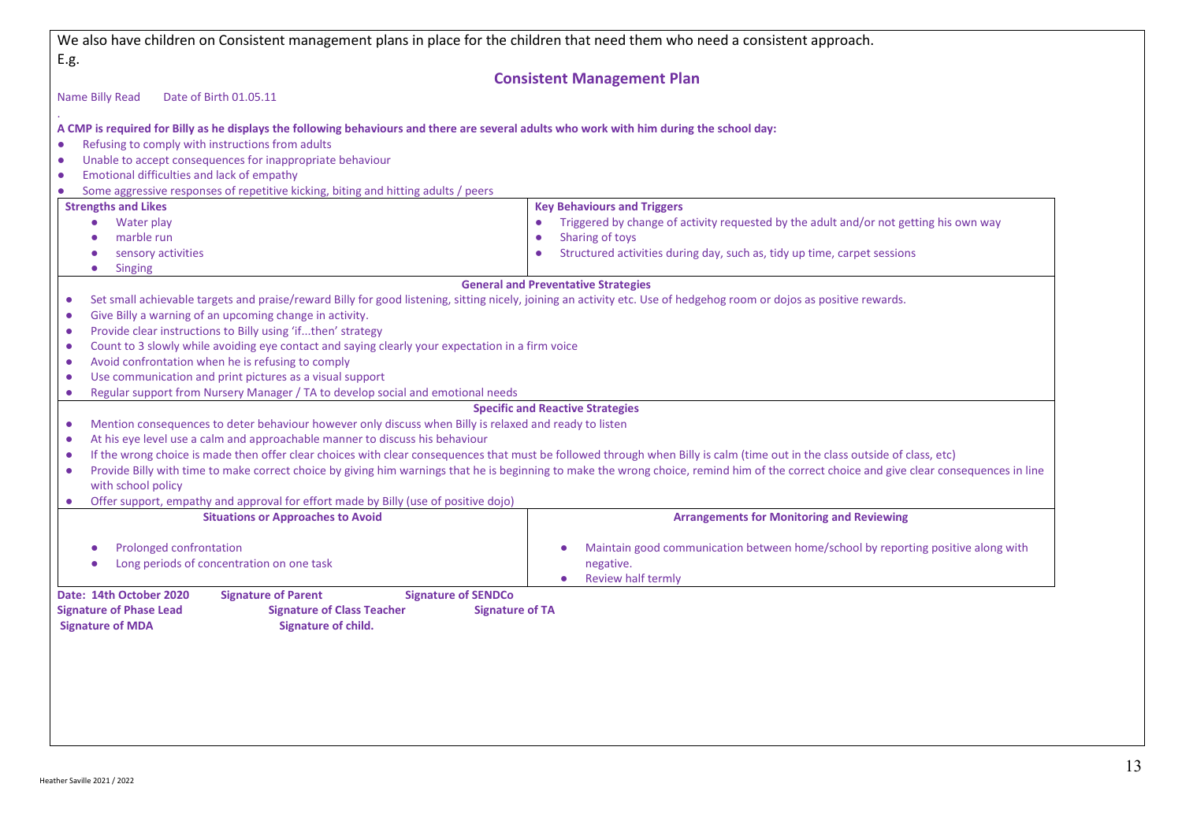We also have children on Consistent management plans in place for the children that need them who need a consistent approach.

E.g.

## Consistent Management Plan

Name Billy Read    Date of Birth 01.05.11

.

**A CMP is required for Billy as he displays the following behaviours and there are several adults who work with him during the school day:**

- Refusing to comply with instructions from adults
- Unable to accept consequences for inappropriate behaviour
- Emotional difficulties and lack of empathy
- Some aggressive responses of repetitive kicking, biting and hitting adults / peers

| **Strengths and Likes** | **Key Behaviours and Triggers** |
|---|---|
| • Water play<br>• marble run<br>• sensory activities<br>• Singing | • Triggered by change of activity requested by the adult and/or not getting his own way<br>• Sharing of toys<br>• Structured activities during day, such as, tidy up time, carpet sessions |

**General and Preventative Strategies**

- Set small achievable targets and praise/reward Billy for good listening, sitting nicely, joining an activity etc. Use of hedgehog room or dojos as positive rewards.
- Give Billy a warning of an upcoming change in activity.
- Provide clear instructions to Billy using 'if...then' strategy
- Count to 3 slowly while avoiding eye contact and saying clearly your expectation in a firm voice
- Avoid confrontation when he is refusing to comply
- Use communication and print pictures as a visual support
- Regular support from Nursery Manager / TA to develop social and emotional needs

**Specific and Reactive Strategies**

- Mention consequences to deter behaviour however only discuss when Billy is relaxed and ready to listen
- At his eye level use a calm and approachable manner to discuss his behaviour
- If the wrong choice is made then offer clear choices with clear consequences that must be followed through when Billy is calm (time out in the class outside of class, etc)
- Provide Billy with time to make correct choice by giving him warnings that he is beginning to make the wrong choice, remind him of the correct choice and give clear consequences in line with school policy
- Offer support, empathy and approval for effort made by Billy (use of positive dojo)

| **Situations or Approaches to Avoid** | **Arrangements for Monitoring and Reviewing** |
|---|---|
| • Prolonged confrontation<br>• Long periods of concentration on one task | • Maintain good communication between home/school by reporting positive along with negative.<br>• Review half termly |

**Date: 14th October 2020**    **Signature of Parent**    **Signature of SENDCo**

**Signature of Phase Lead**    **Signature of Class Teacher**    **Signature of TA**

**Signature of MDA**    **Signature of child.**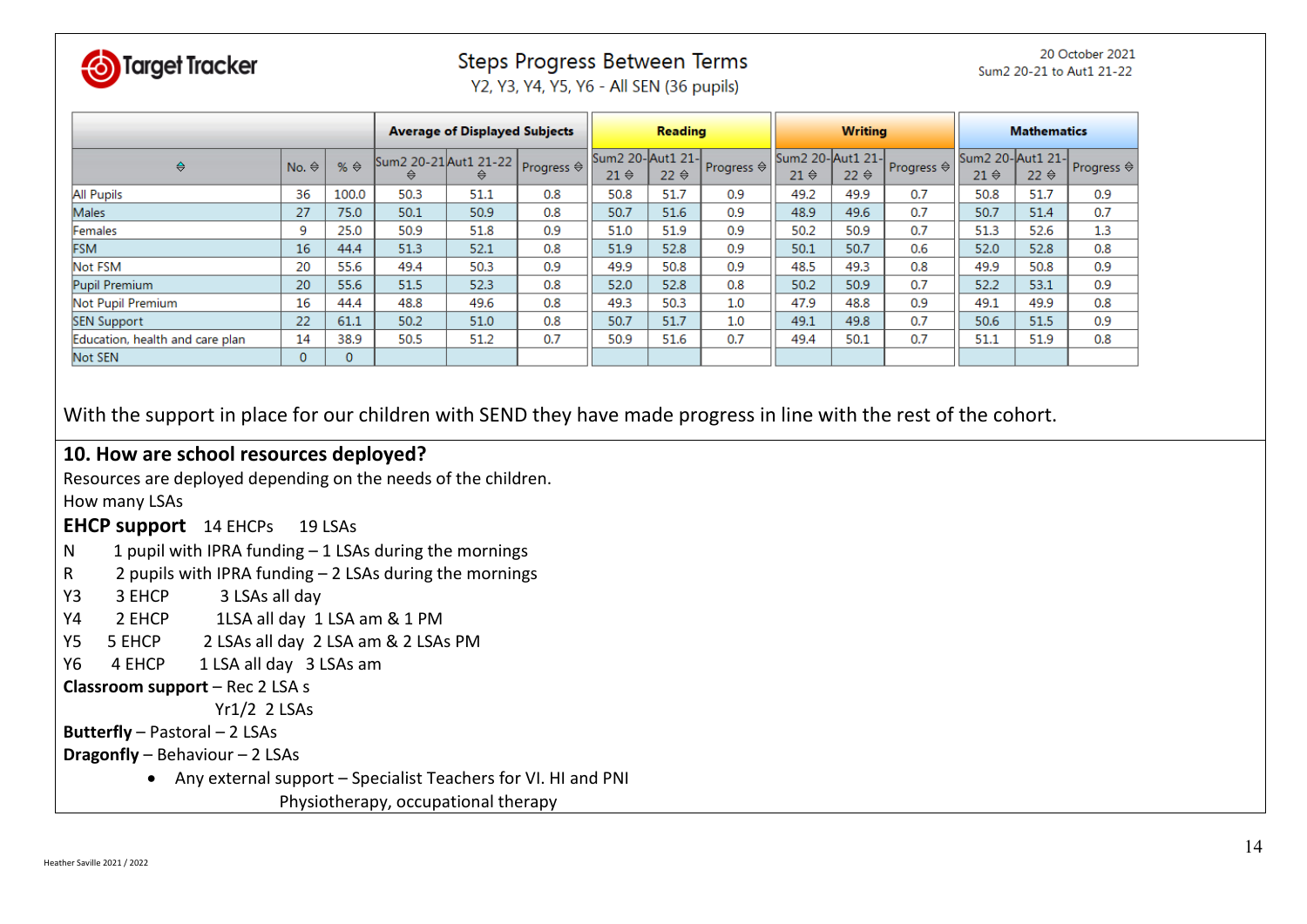Target Tracker

**Steps Progress Between Terms**

Y2, Y3, Y4, Y5, Y6 - All SEN (36 pupils)

20 October 2021
Sum2 20-21 to Aut1 21-22

| | | | Average of Displayed Subjects | | | Reading | | | Writing | | | Mathematics | | |
|---|---|---|---|---|---|---|---|---|---|---|---|---|---|---|
| | No. | % | Sum2 20-21 | Aut1 21-22 | Progress | Sum2 20-21 | Aut1 21-22 | Progress | Sum2 20-21 | Aut1 21-22 | Progress | Sum2 20-21 | Aut1 21-22 | Progress |
| All Pupils | 36 | 100.0 | 50.3 | 51.1 | 0.8 | 50.8 | 51.7 | 0.9 | 49.2 | 49.9 | 0.7 | 50.8 | 51.7 | 0.9 |
| Males | 27 | 75.0 | 50.1 | 50.9 | 0.8 | 50.7 | 51.6 | 0.9 | 48.9 | 49.6 | 0.7 | 50.7 | 51.4 | 0.7 |
| Females | 9 | 25.0 | 50.9 | 51.8 | 0.9 | 51.0 | 51.9 | 0.9 | 50.2 | 50.9 | 0.7 | 51.3 | 52.6 | 1.3 |
| FSM | 16 | 44.4 | 51.3 | 52.1 | 0.8 | 51.9 | 52.8 | 0.9 | 50.1 | 50.7 | 0.6 | 52.0 | 52.8 | 0.8 |
| Not FSM | 20 | 55.6 | 49.4 | 50.3 | 0.9 | 49.9 | 50.8 | 0.9 | 48.5 | 49.3 | 0.8 | 49.9 | 50.8 | 0.9 |
| Pupil Premium | 20 | 55.6 | 51.5 | 52.3 | 0.8 | 52.0 | 52.8 | 0.8 | 50.2 | 50.9 | 0.7 | 52.2 | 53.1 | 0.9 |
| Not Pupil Premium | 16 | 44.4 | 48.8 | 49.6 | 0.8 | 49.3 | 50.3 | 1.0 | 47.9 | 48.8 | 0.9 | 49.1 | 49.9 | 0.8 |
| SEN Support | 22 | 61.1 | 50.2 | 51.0 | 0.8 | 50.7 | 51.7 | 1.0 | 49.1 | 49.8 | 0.7 | 50.6 | 51.5 | 0.9 |
| Education, health and care plan | 14 | 38.9 | 50.5 | 51.2 | 0.7 | 50.9 | 51.6 | 0.7 | 49.4 | 50.1 | 0.7 | 51.1 | 51.9 | 0.8 |
| Not SEN | 0 | 0 | | | | | | | | | | | | |

With the support in place for our children with SEND they have made progress in line with the rest of the cohort.

## 10. How are school resources deployed?

Resources are deployed depending on the needs of the children.

How many LSAs

**EHCP support** 14 EHCPs 19 LSAs

N 1 pupil with IPRA funding – 1 LSAs during the mornings

R 2 pupils with IPRA funding – 2 LSAs during the mornings

Y3 3 EHCP 3 LSAs all day

Y4 2 EHCP 1LSA all day 1 LSA am & 1 PM

Y5 5 EHCP 2 LSAs all day 2 LSA am & 2 LSAs PM

Y6 4 EHCP 1 LSA all day 3 LSAs am

**Classroom support** – Rec 2 LSA s
Yr1/2 2 LSAs

**Butterfly** – Pastoral – 2 LSAs

**Dragonfly** – Behaviour – 2 LSAs

- Any external support – Specialist Teachers for VI. HI and PNI
  Physiotherapy, occupational therapy

Heather Saville 2021 / 2022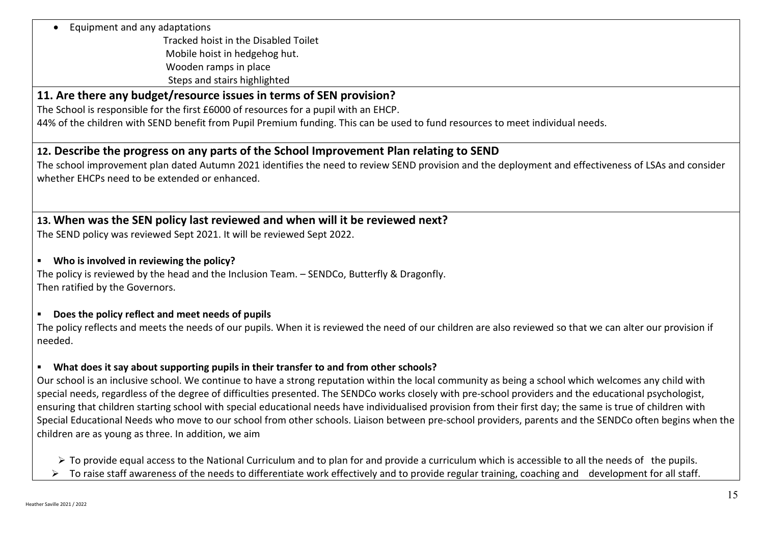- Equipment and any adaptations

  Tracked hoist in the Disabled Toilet

  Mobile hoist in hedgehog hut.

  Wooden ramps in place

  Steps and stairs highlighted

## 11. Are there any budget/resource issues in terms of SEN provision?

The School is responsible for the first £6000 of resources for a pupil with an EHCP.

44% of the children with SEND benefit from Pupil Premium funding. This can be used to fund resources to meet individual needs.

## 12. Describe the progress on any parts of the School Improvement Plan relating to SEND

The school improvement plan dated Autumn 2021 identifies the need to review SEND provision and the deployment and effectiveness of LSAs and consider whether EHCPs need to be extended or enhanced.

## 13. When was the SEN policy last reviewed and when will it be reviewed next?

The SEND policy was reviewed Sept 2021. It will be reviewed Sept 2022.

- **Who is involved in reviewing the policy?**

The policy is reviewed by the head and the Inclusion Team. – SENDCo, Butterfly & Dragonfly.
Then ratified by the Governors.

- **Does the policy reflect and meet needs of pupils**

The policy reflects and meets the needs of our pupils. When it is reviewed the need of our children are also reviewed so that we can alter our provision if needed.

- **What does it say about supporting pupils in their transfer to and from other schools?**

Our school is an inclusive school. We continue to have a strong reputation within the local community as being a school which welcomes any child with special needs, regardless of the degree of difficulties presented. The SENDCo works closely with pre-school providers and the educational psychologist, ensuring that children starting school with special educational needs have individualised provision from their first day; the same is true of children with Special Educational Needs who move to our school from other schools. Liaison between pre-school providers, parents and the SENDCo often begins when the children are as young as three. In addition, we aim

- To provide equal access to the National Curriculum and to plan for and provide a curriculum which is accessible to all the needs of the pupils.
- To raise staff awareness of the needs to differentiate work effectively and to provide regular training, coaching and development for all staff.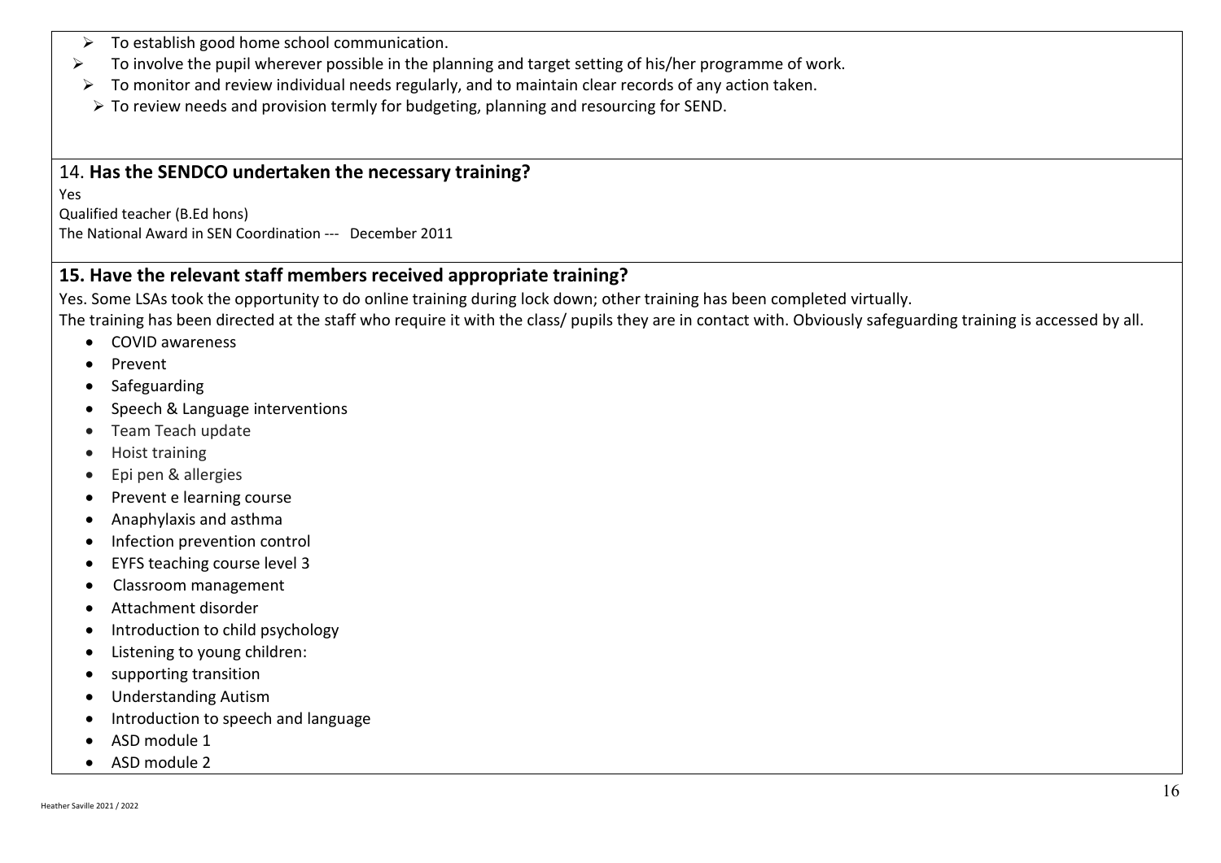- To establish good home school communication.
- To involve the pupil wherever possible in the planning and target setting of his/her programme of work.
- To monitor and review individual needs regularly, and to maintain clear records of any action taken.
- To review needs and provision termly for budgeting, planning and resourcing for SEND.

### 14. **Has the SENDCO undertaken the necessary training?**

Yes

Qualified teacher (B.Ed hons)

The National Award in SEN Coordination --- December 2011

### 15. Have the relevant staff members received appropriate training?

Yes. Some LSAs took the opportunity to do online training during lock down; other training has been completed virtually.

The training has been directed at the staff who require it with the class/ pupils they are in contact with. Obviously safeguarding training is accessed by all.

- COVID awareness
- Prevent
- Safeguarding
- Speech & Language interventions
- Team Teach update
- Hoist training
- Epi pen & allergies
- Prevent e learning course
- Anaphylaxis and asthma
- Infection prevention control
- EYFS teaching course level 3
- Classroom management
- Attachment disorder
- Introduction to child psychology
- Listening to young children:
- supporting transition
- Understanding Autism
- Introduction to speech and language
- ASD module 1
- ASD module 2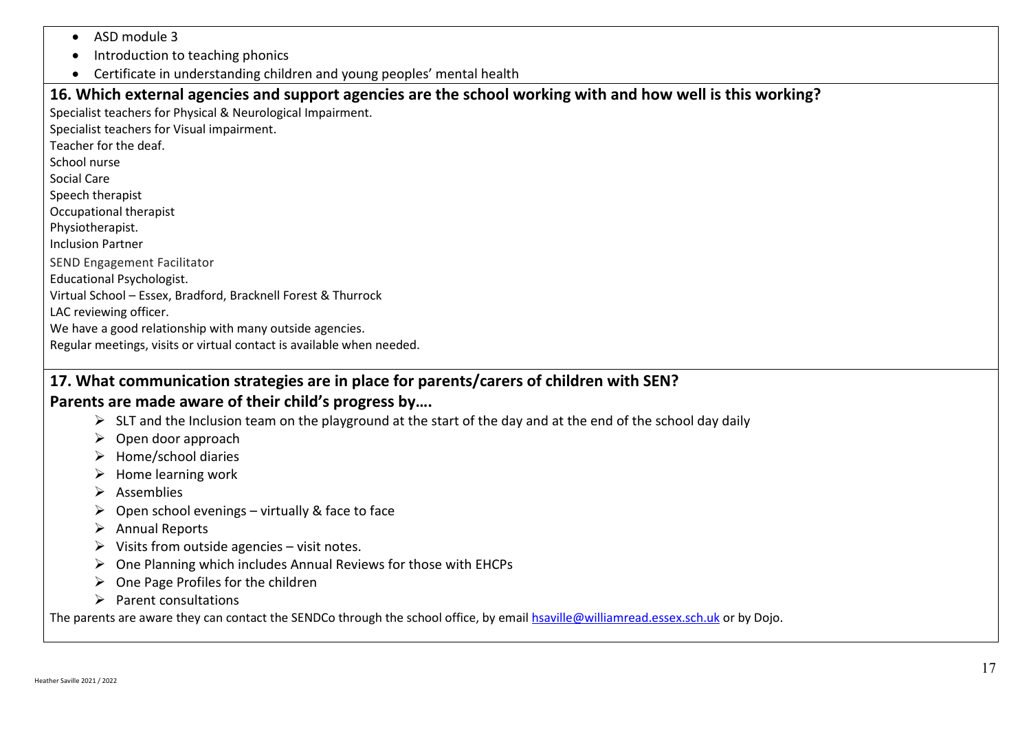- ASD module 3
- Introduction to teaching phonics
- Certificate in understanding children and young peoples' mental health

## 16. Which external agencies and support agencies are the school working with and how well is this working?

Specialist teachers for Physical & Neurological Impairment.
Specialist teachers for Visual impairment.
Teacher for the deaf.
School nurse
Social Care
Speech therapist
Occupational therapist
Physiotherapist.
Inclusion Partner
SEND Engagement Facilitator
Educational Psychologist.
Virtual School – Essex, Bradford, Bracknell Forest & Thurrock
LAC reviewing officer.
We have a good relationship with many outside agencies.
Regular meetings, visits or virtual contact is available when needed.

## 17. What communication strategies are in place for parents/carers of children with SEN?

### Parents are made aware of their child's progress by….

- SLT and the Inclusion team on the playground at the start of the day and at the end of the school day daily
- Open door approach
- Home/school diaries
- Home learning work
- Assemblies
- Open school evenings – virtually & face to face
- Annual Reports
- Visits from outside agencies – visit notes.
- One Planning which includes Annual Reviews for those with EHCPs
- One Page Profiles for the children
- Parent consultations

The parents are aware they can contact the SENDCo through the school office, by email hsaville@williamread.essex.sch.uk or by Dojo.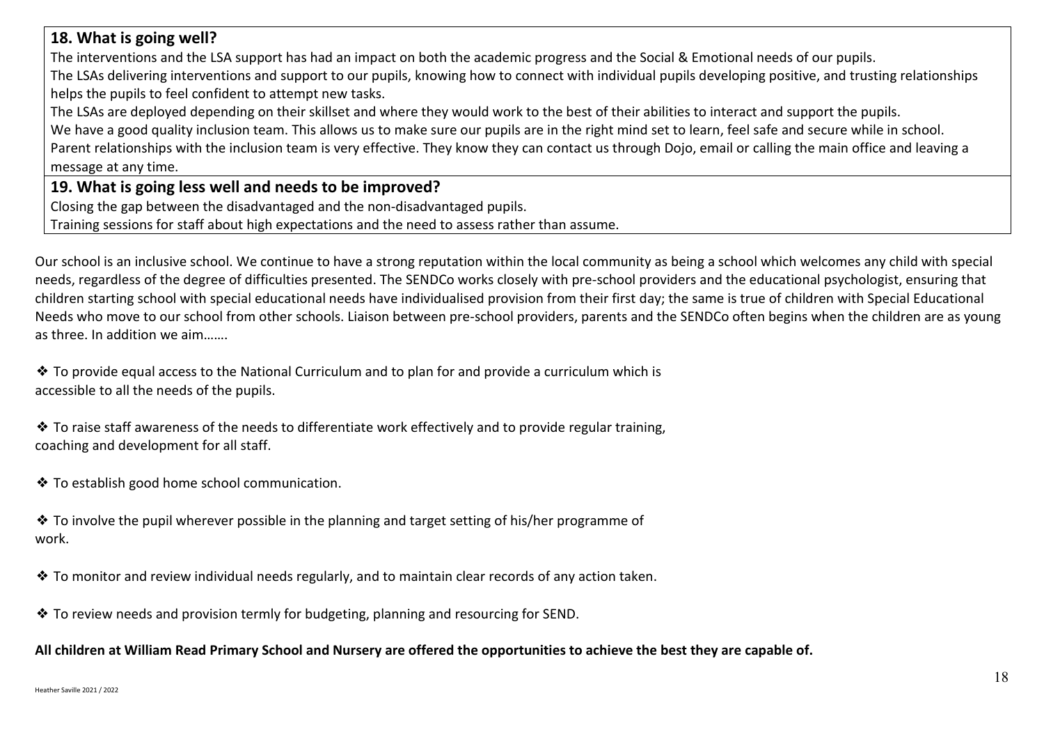## 18. What is going well?

The interventions and the LSA support has had an impact on both the academic progress and the Social & Emotional needs of our pupils.
The LSAs delivering interventions and support to our pupils, knowing how to connect with individual pupils developing positive, and trusting relationships helps the pupils to feel confident to attempt new tasks.
The LSAs are deployed depending on their skillset and where they would work to the best of their abilities to interact and support the pupils.
We have a good quality inclusion team. This allows us to make sure our pupils are in the right mind set to learn, feel safe and secure while in school.
Parent relationships with the inclusion team is very effective. They know they can contact us through Dojo, email or calling the main office and leaving a message at any time.

## 19. What is going less well and needs to be improved?

Closing the gap between the disadvantaged and the non-disadvantaged pupils.
Training sessions for staff about high expectations and the need to assess rather than assume.

Our school is an inclusive school. We continue to have a strong reputation within the local community as being a school which welcomes any child with special needs, regardless of the degree of difficulties presented. The SENDCo works closely with pre-school providers and the educational psychologist, ensuring that children starting school with special educational needs have individualised provision from their first day; the same is true of children with Special Educational Needs who move to our school from other schools. Liaison between pre-school providers, parents and the SENDCo often begins when the children are as young as three. In addition we aim…….

❖ To provide equal access to the National Curriculum and to plan for and provide a curriculum which is accessible to all the needs of the pupils.

❖ To raise staff awareness of the needs to differentiate work effectively and to provide regular training, coaching and development for all staff.

❖ To establish good home school communication.

❖ To involve the pupil wherever possible in the planning and target setting of his/her programme of work.

❖ To monitor and review individual needs regularly, and to maintain clear records of any action taken.

❖ To review needs and provision termly for budgeting, planning and resourcing for SEND.

**All children at William Read Primary School and Nursery are offered the opportunities to achieve the best they are capable of.**